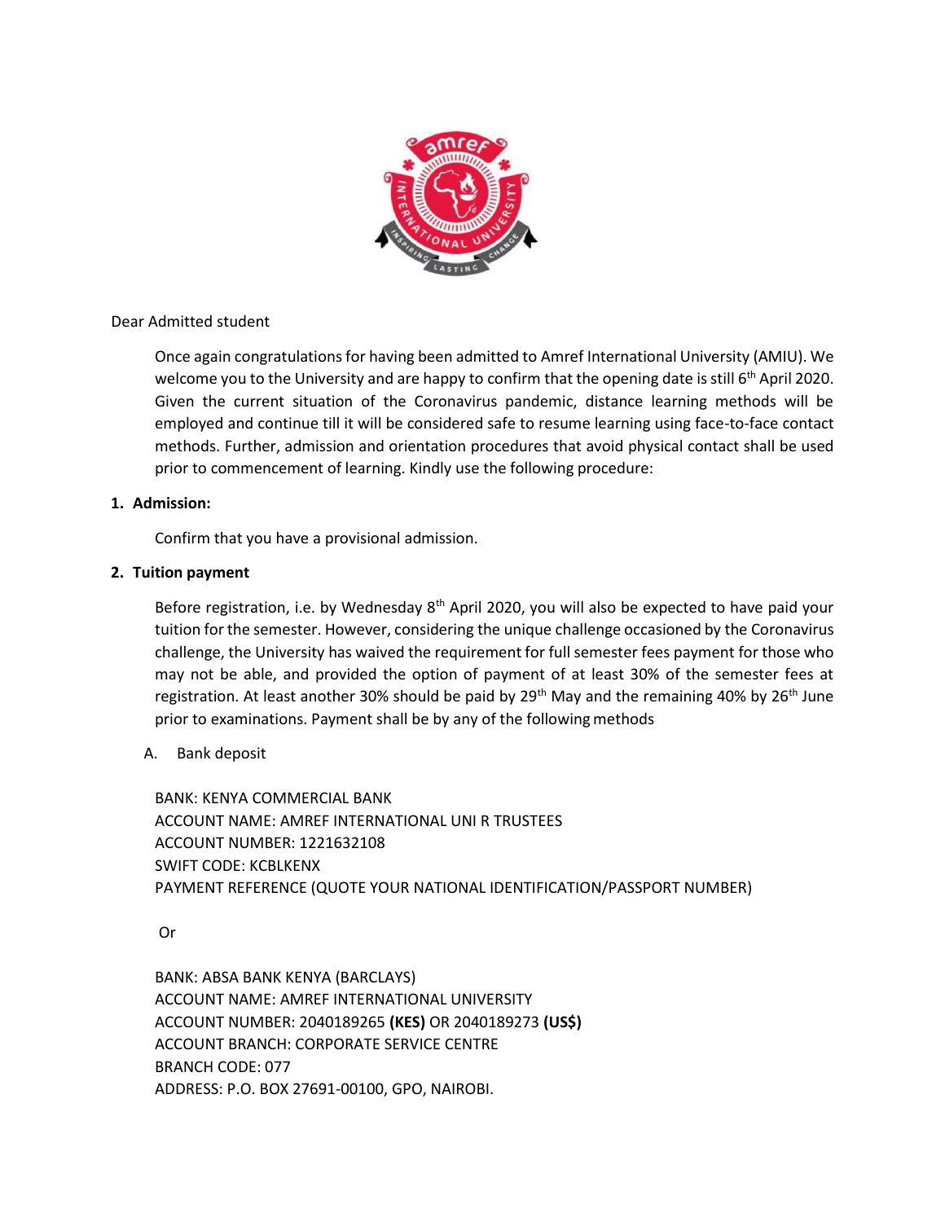Dear Admitted student

Once again congratulations for having been admitted to Amref International University (AMIU). We welcome you to the University and are happy to confirm that the opening date is still 6th April 2020. Given the current situation of the Coronavirus pandemic, distance learning methods will be employed and continue till it will be considered safe to resume learning using face-to-face contact methods. Further, admission and orientation procedures that avoid physical contact shall be used prior to commencement of learning. Kindly use the following procedure:

**1. Admission:**

Confirm that you have a provisional admission.

**2. Tuition payment**

Before registration, i.e. by Wednesday 8th April 2020, you will also be expected to have paid your tuition for the semester. However, considering the unique challenge occasioned by the Coronavirus challenge, the University has waived the requirement for full semester fees payment for those who may not be able, and provided the option of payment of at least 30% of the semester fees at registration. At least another 30% should be paid by 29th May and the remaining 40% by 26th June prior to examinations. Payment shall be by any of the following methods

A. Bank deposit

BANK: KENYA COMMERCIAL BANK
ACCOUNT NAME: AMREF INTERNATIONAL UNI R TRUSTEES
ACCOUNT NUMBER: 1221632108
SWIFT CODE: KCBLKENX
PAYMENT REFERENCE (QUOTE YOUR NATIONAL IDENTIFICATION/PASSPORT NUMBER)

Or

BANK: ABSA BANK KENYA (BARCLAYS)
ACCOUNT NAME: AMREF INTERNATIONAL UNIVERSITY
ACCOUNT NUMBER: 2040189265 **(KES)** OR 2040189273 **(US$)**
ACCOUNT BRANCH: CORPORATE SERVICE CENTRE
BRANCH CODE: 077
ADDRESS: P.O. BOX 27691-00100, GPO, NAIROBI.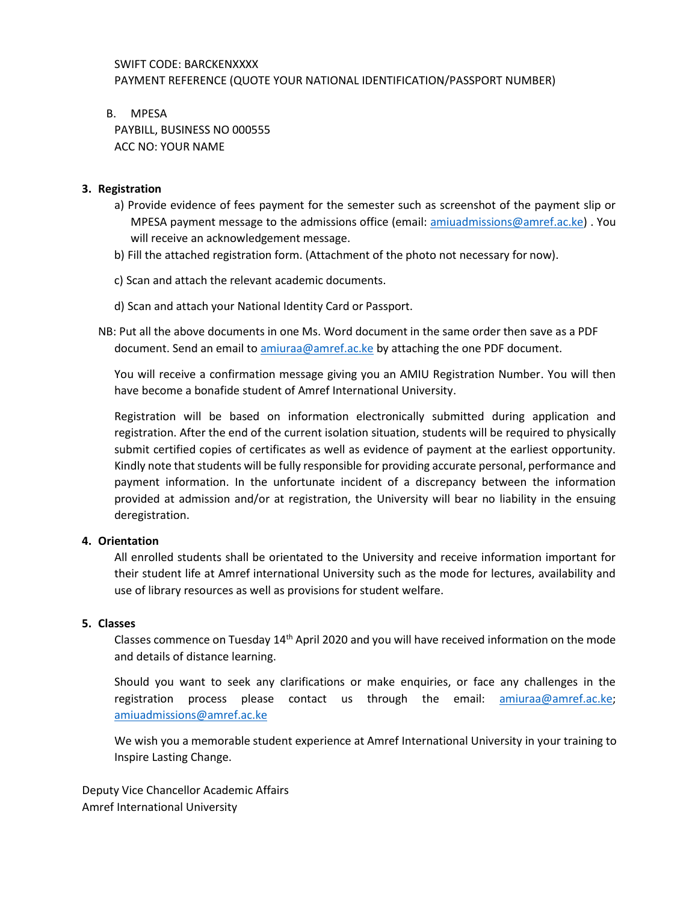SWIFT CODE: BARCKENXXXX
PAYMENT REFERENCE (QUOTE YOUR NATIONAL IDENTIFICATION/PASSPORT NUMBER)

B. MPESA
PAYBILL, BUSINESS NO 000555
ACC NO: YOUR NAME

## 3. Registration

a) Provide evidence of fees payment for the semester such as screenshot of the payment slip or MPESA payment message to the admissions office (email: amiuadmissions@amref.ac.ke) . You will receive an acknowledgement message.

b) Fill the attached registration form. (Attachment of the photo not necessary for now).

c) Scan and attach the relevant academic documents.

d) Scan and attach your National Identity Card or Passport.

NB: Put all the above documents in one Ms. Word document in the same order then save as a PDF document. Send an email to amiuraa@amref.ac.ke by attaching the one PDF document.

You will receive a confirmation message giving you an AMIU Registration Number. You will then have become a bonafide student of Amref International University.

Registration will be based on information electronically submitted during application and registration. After the end of the current isolation situation, students will be required to physically submit certified copies of certificates as well as evidence of payment at the earliest opportunity. Kindly note that students will be fully responsible for providing accurate personal, performance and payment information. In the unfortunate incident of a discrepancy between the information provided at admission and/or at registration, the University will bear no liability in the ensuing deregistration.

## 4. Orientation

All enrolled students shall be orientated to the University and receive information important for their student life at Amref international University such as the mode for lectures, availability and use of library resources as well as provisions for student welfare.

## 5. Classes

Classes commence on Tuesday 14th April 2020 and you will have received information on the mode and details of distance learning.

Should you want to seek any clarifications or make enquiries, or face any challenges in the registration process please contact us through the email: amiuraa@amref.ac.ke; amiuadmissions@amref.ac.ke

We wish you a memorable student experience at Amref International University in your training to Inspire Lasting Change.

Deputy Vice Chancellor Academic Affairs
Amref International University